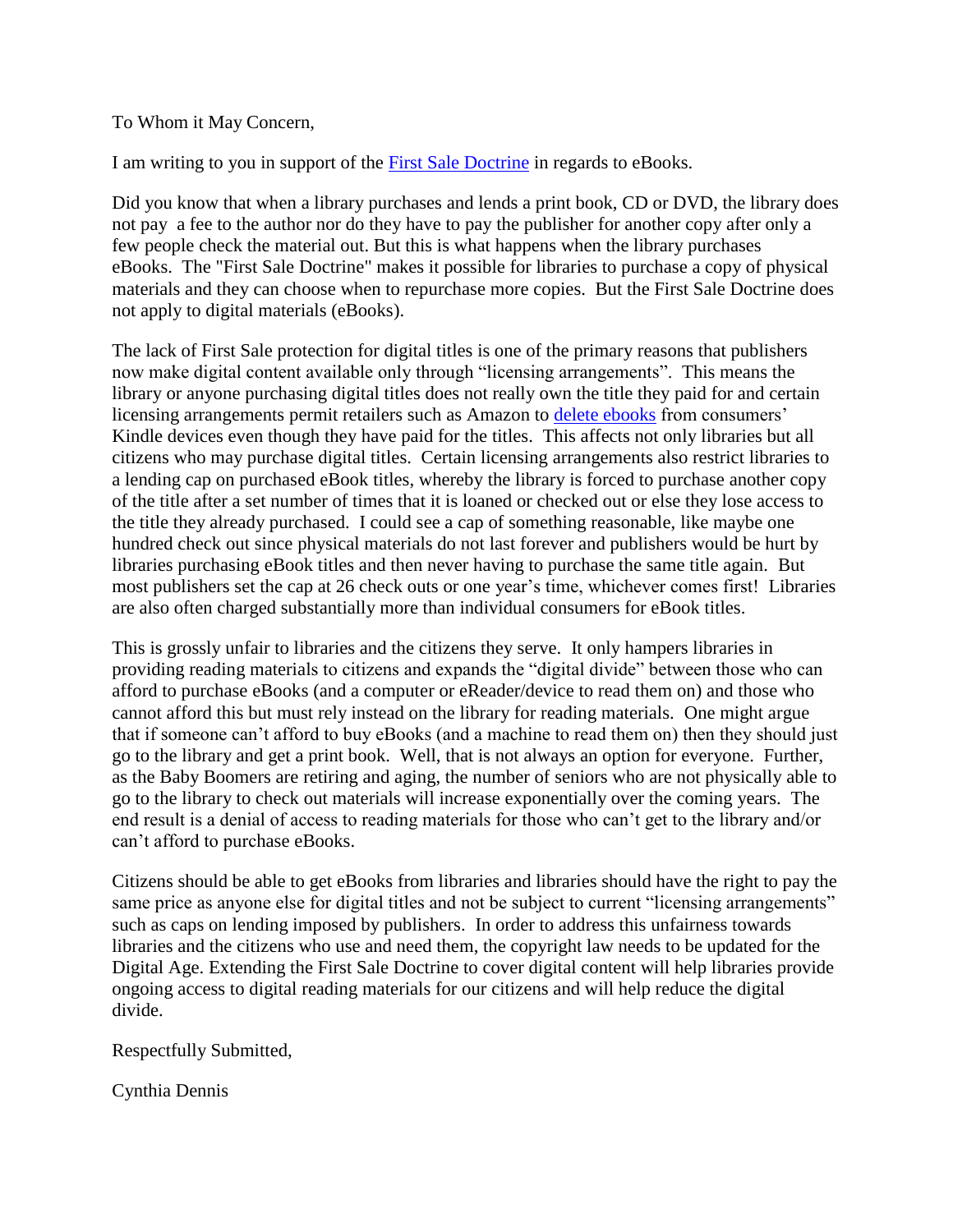To Whom it May Concern,

I am writing to you in support of the First Sale Doctrine in regards to eBooks.

Did you know that when a library purchases and lends a print book, CD or DVD, the library does not pay a fee to the author nor do they have to pay the publisher for another copy after only a few people check the material out. But this is what happens when the library purchases eBooks. The "First Sale Doctrine" makes it possible for libraries to purchase a copy of physical materials and they can choose when to repurchase more copies. But the First Sale Doctrine does not apply to digital materials (eBooks).

The lack of First Sale protection for digital titles is one of the primary reasons that publishers now make digital content available only through "licensing arrangements". This means the library or anyone purchasing digital titles does not really own the title they paid for and certain licensing arrangements permit retailers such as Amazon to delete ebooks from consumers' Kindle devices even though they have paid for the titles. This affects not only libraries but all citizens who may purchase digital titles. Certain licensing arrangements also restrict libraries to a lending cap on purchased eBook titles, whereby the library is forced to purchase another copy of the title after a set number of times that it is loaned or checked out or else they lose access to the title they already purchased. I could see a cap of something reasonable, like maybe one hundred check out since physical materials do not last forever and publishers would be hurt by libraries purchasing eBook titles and then never having to purchase the same title again. But most publishers set the cap at 26 check outs or one year's time, whichever comes first! Libraries are also often charged substantially more than individual consumers for eBook titles.

This is grossly unfair to libraries and the citizens they serve. It only hampers libraries in providing reading materials to citizens and expands the "digital divide" between those who can afford to purchase eBooks (and a computer or eReader/device to read them on) and those who cannot afford this but must rely instead on the library for reading materials. One might argue that if someone can't afford to buy eBooks (and a machine to read them on) then they should just go to the library and get a print book. Well, that is not always an option for everyone. Further, as the Baby Boomers are retiring and aging, the number of seniors who are not physically able to go to the library to check out materials will increase exponentially over the coming years. The end result is a denial of access to reading materials for those who can't get to the library and/or can't afford to purchase eBooks.

Citizens should be able to get eBooks from libraries and libraries should have the right to pay the same price as anyone else for digital titles and not be subject to current "licensing arrangements" such as caps on lending imposed by publishers. In order to address this unfairness towards libraries and the citizens who use and need them, the copyright law needs to be updated for the Digital Age. Extending the First Sale Doctrine to cover digital content will help libraries provide ongoing access to digital reading materials for our citizens and will help reduce the digital divide.

Respectfully Submitted,

Cynthia Dennis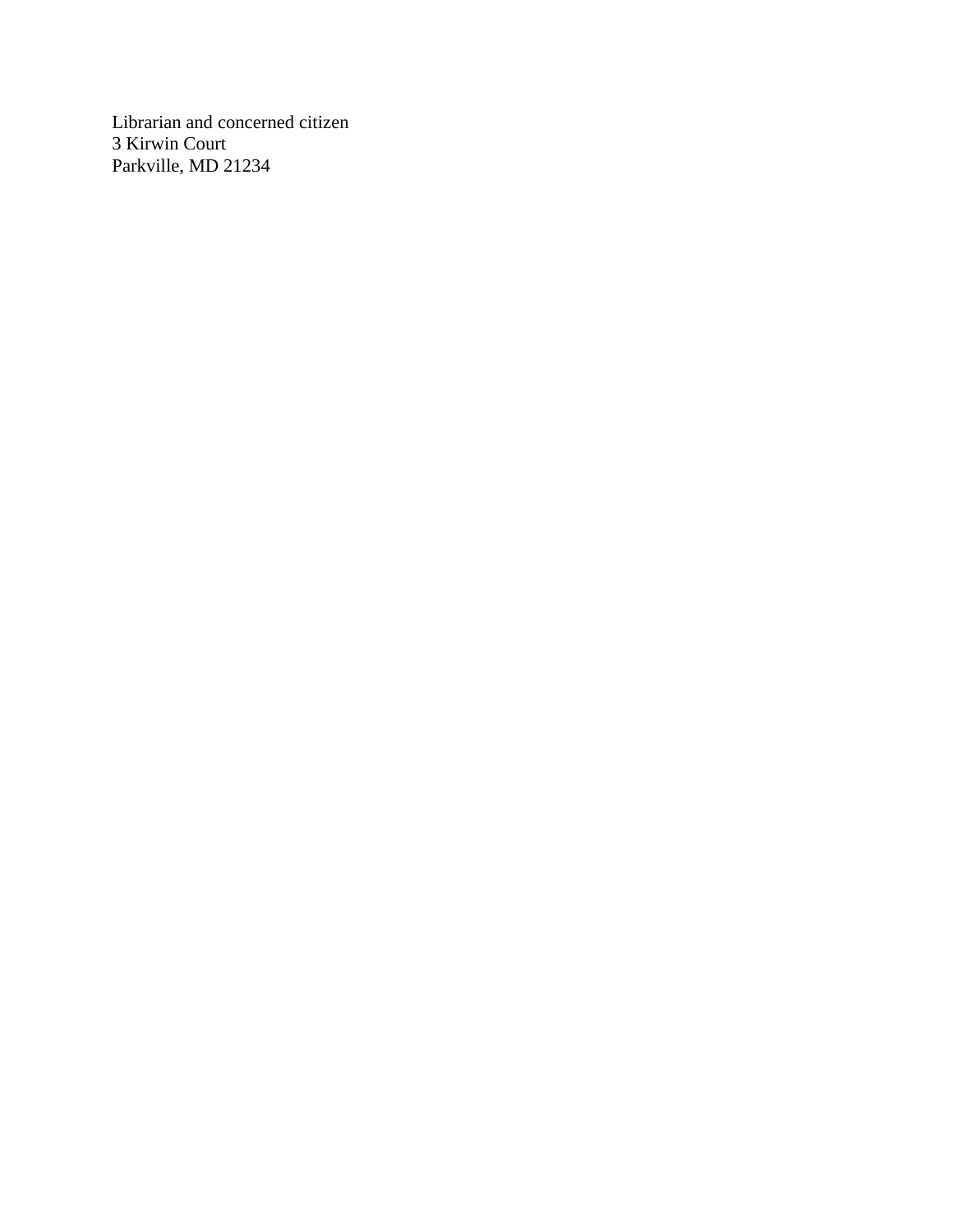Librarian and concerned citizen
3 Kirwin Court
Parkville, MD 21234